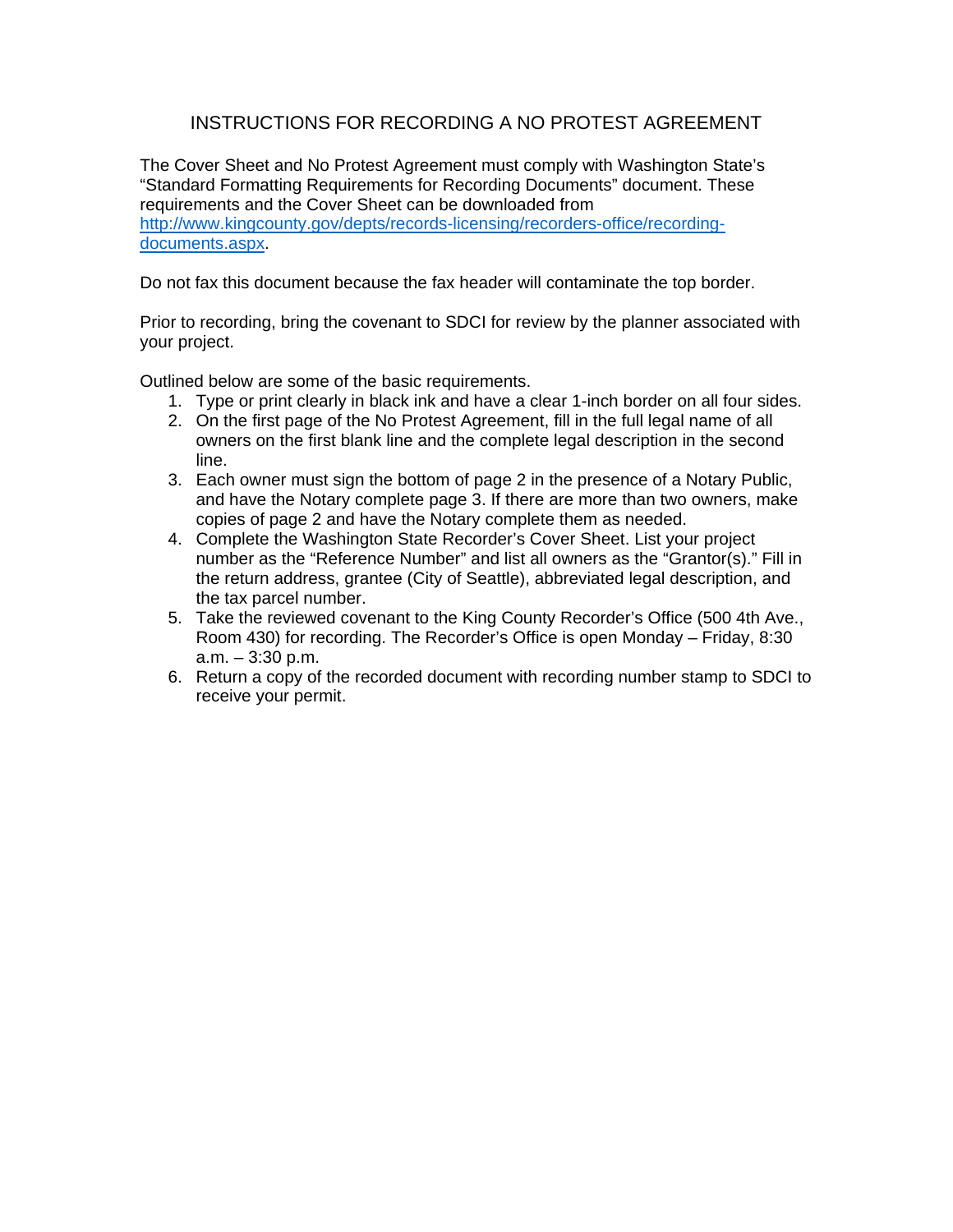# INSTRUCTIONS FOR RECORDING A NO PROTEST AGREEMENT

The Cover Sheet and No Protest Agreement must comply with Washington State's "Standard Formatting Requirements for Recording Documents" document. These requirements and the Cover Sheet can be downloaded from [http://www.kingcounty.gov/depts/records-licensing/recorders-office/recording-documents.aspx](http://www.kingcounty.gov/depts/records-licensing/recorders-office/recording-documents.aspx).

Do not fax this document because the fax header will contaminate the top border.

Prior to recording, bring the covenant to SDCI for review by the planner associated with your project.

Outlined below are some of the basic requirements.

1. Type or print clearly in black ink and have a clear 1-inch border on all four sides.
2. On the first page of the No Protest Agreement, fill in the full legal name of all owners on the first blank line and the complete legal description in the second line.
3. Each owner must sign the bottom of page 2 in the presence of a Notary Public, and have the Notary complete page 3. If there are more than two owners, make copies of page 2 and have the Notary complete them as needed.
4. Complete the Washington State Recorder's Cover Sheet. List your project number as the "Reference Number" and list all owners as the "Grantor(s)." Fill in the return address, grantee (City of Seattle), abbreviated legal description, and the tax parcel number.
5. Take the reviewed covenant to the King County Recorder's Office (500 4th Ave., Room 430) for recording. The Recorder's Office is open Monday – Friday, 8:30 a.m. – 3:30 p.m.
6. Return a copy of the recorded document with recording number stamp to SDCI to receive your permit.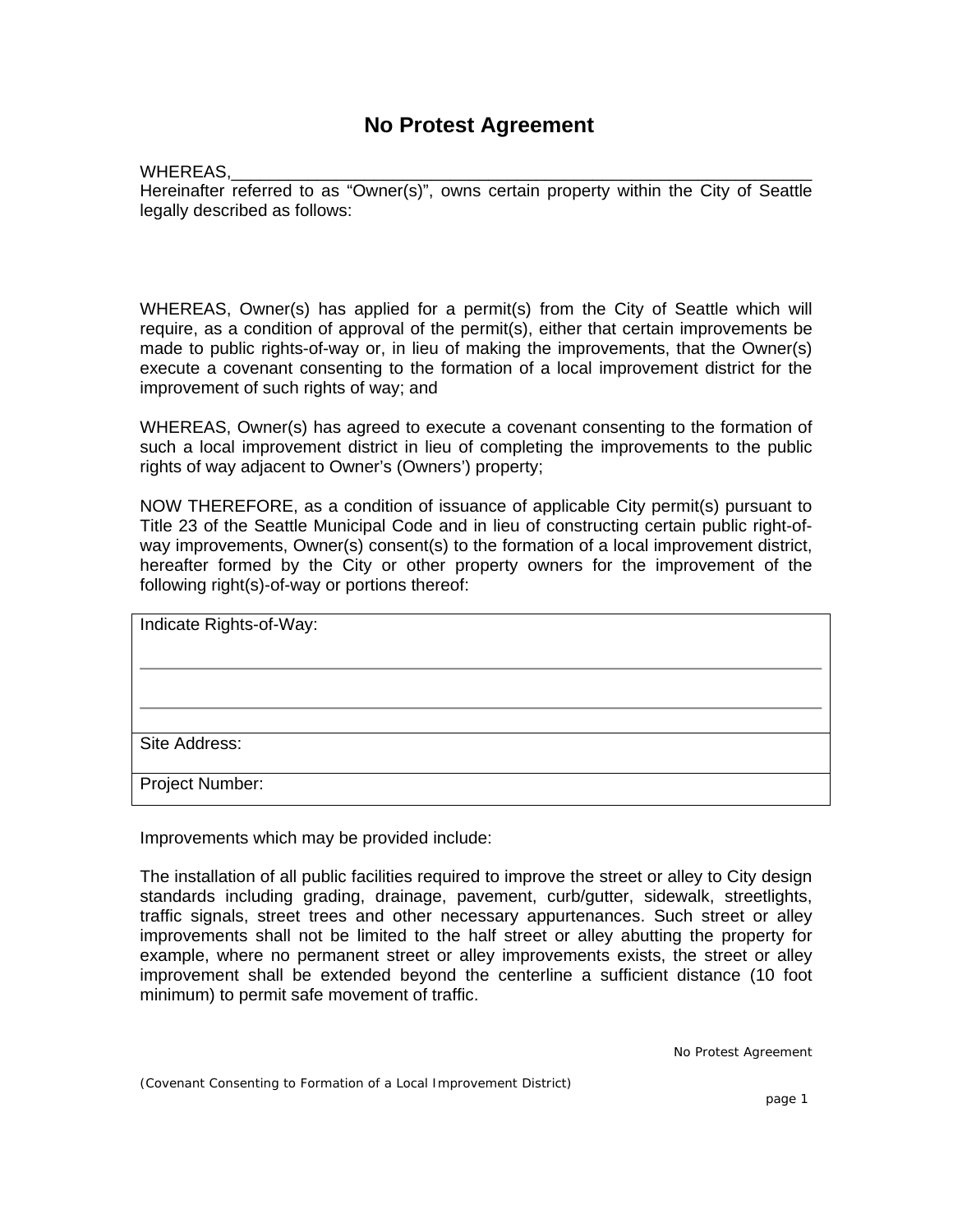# No Protest Agreement

WHEREAS,_______________________________________________________________
Hereinafter referred to as "Owner(s)", owns certain property within the City of Seattle legally described as follows:

WHEREAS, Owner(s) has applied for a permit(s) from the City of Seattle which will require, as a condition of approval of the permit(s), either that certain improvements be made to public rights-of-way or, in lieu of making the improvements, that the Owner(s) execute a covenant consenting to the formation of a local improvement district for the improvement of such rights of way; and

WHEREAS, Owner(s) has agreed to execute a covenant consenting to the formation of such a local improvement district in lieu of completing the improvements to the public rights of way adjacent to Owner's (Owners') property;

NOW THEREFORE, as a condition of issuance of applicable City permit(s) pursuant to Title 23 of the Seattle Municipal Code and in lieu of constructing certain public right-of-way improvements, Owner(s) consent(s) to the formation of a local improvement district, hereafter formed by the City or other property owners for the improvement of the following right(s)-of-way or portions thereof:

| Indicate Rights-of-Way:<br>_______________________________________________<br>_______________________________________________ |
|---|
| Site Address: |
| Project Number: |

Improvements which may be provided include:

The installation of all public facilities required to improve the street or alley to City design standards including grading, drainage, pavement, curb/gutter, sidewalk, streetlights, traffic signals, street trees and other necessary appurtenances. Such street or alley improvements shall not be limited to the half street or alley abutting the property for example, where no permanent street or alley improvements exists, the street or alley improvement shall be extended beyond the centerline a sufficient distance (10 foot minimum) to permit safe movement of traffic.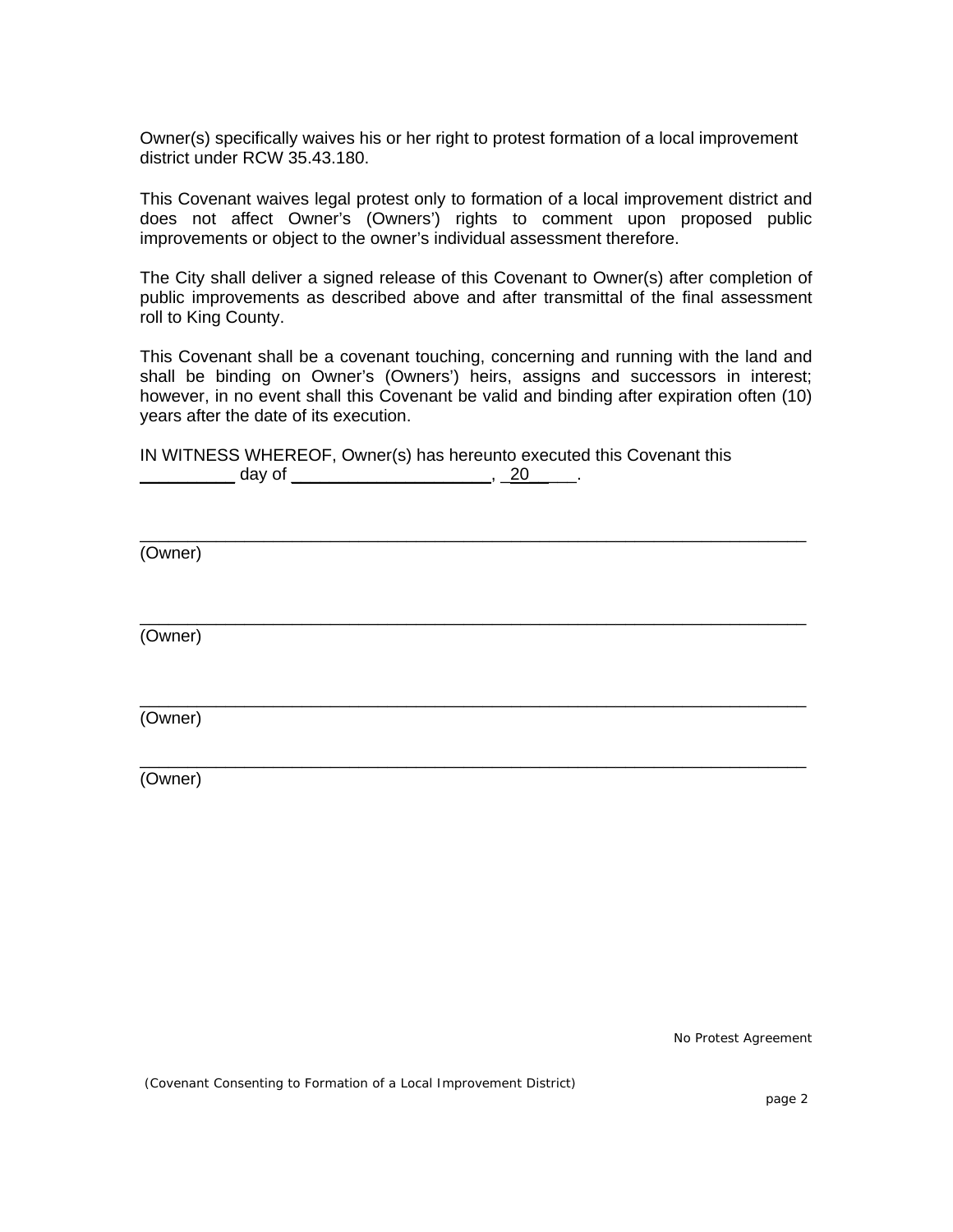Owner(s) specifically waives his or her right to protest formation of a local improvement district under RCW 35.43.180.

This Covenant waives legal protest only to formation of a local improvement district and does not affect Owner's (Owners') rights to comment upon proposed public improvements or object to the owner's individual assessment therefore.

The City shall deliver a signed release of this Covenant to Owner(s) after completion of public improvements as described above and after transmittal of the final assessment roll to King County.

This Covenant shall be a covenant touching, concerning and running with the land and shall be binding on Owner's (Owners') heirs, assigns and successors in interest; however, in no event shall this Covenant be valid and binding after expiration often (10) years after the date of its execution.

IN WITNESS WHEREOF, Owner(s) has hereunto executed this Covenant this __________ day of ______________________, _20_____.

_______________________________________________________________________
(Owner)

_______________________________________________________________________
(Owner)

_______________________________________________________________________
(Owner)

_______________________________________________________________________
(Owner)

No Protest Agreement

(Covenant Consenting to Formation of a Local Improvement District)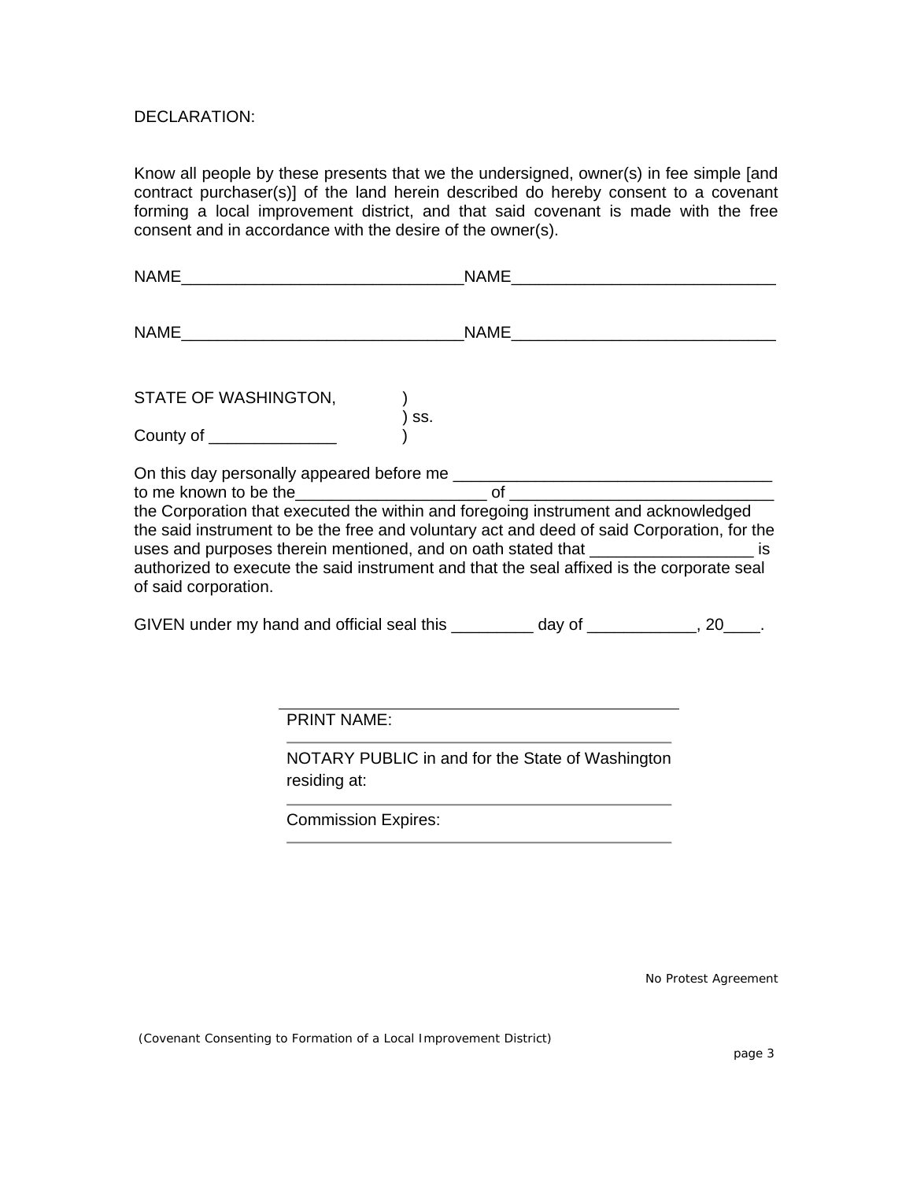DECLARATION:

Know all people by these presents that we the undersigned, owner(s) in fee simple [and contract purchaser(s)] of the land herein described do hereby consent to a covenant forming a local improvement district, and that said covenant is made with the free consent and in accordance with the desire of the owner(s).

NAME______________________________NAME____________________________

NAME______________________________NAME____________________________

STATE OF WASHINGTON, )
) ss.
County of _____________ )

On this day personally appeared before me __________________________________ to me known to be the____________________ of ___________________________ the Corporation that executed the within and foregoing instrument and acknowledged the said instrument to be the free and voluntary act and deed of said Corporation, for the uses and purposes therein mentioned, and on oath stated that _________________ is authorized to execute the said instrument and that the seal affixed is the corporate seal of said corporation.

GIVEN under my hand and official seal this _________ day of ___________, 20____.

_____________________________________________

PRINT NAME:

_____________________________________________

NOTARY PUBLIC in and for the State of Washington residing at:

_____________________________________________

Commission Expires:

_____________________________________________

No Protest Agreement

(Covenant Consenting to Formation of a Local Improvement District)